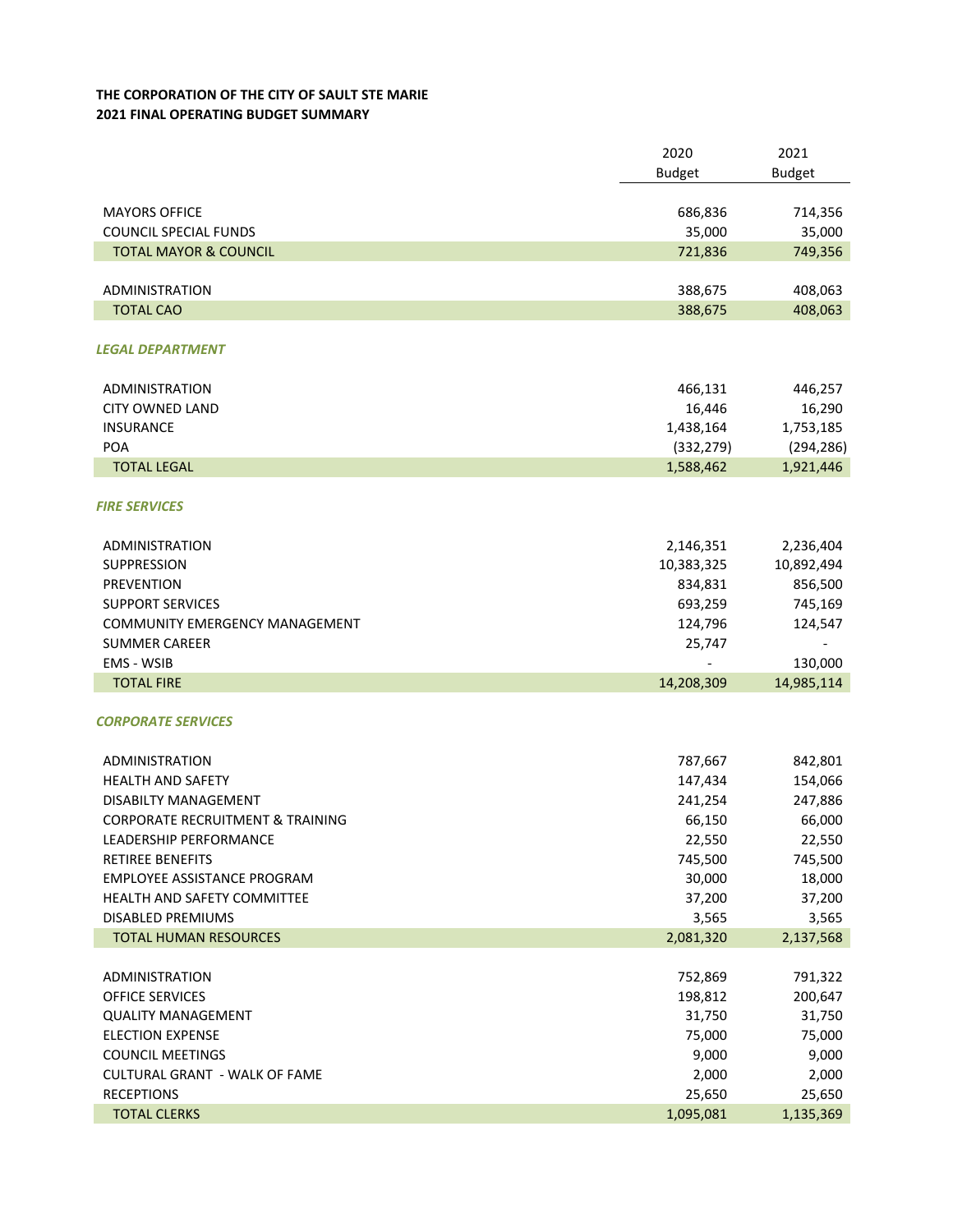**THE CORPORATION OF THE CITY OF SAULT STE MARIE**
**2021 FINAL OPERATING BUDGET SUMMARY**

| | 2020 Budget | 2021 Budget |
|---|---|---|
| MAYORS OFFICE | 686,836 | 714,356 |
| COUNCIL SPECIAL FUNDS | 35,000 | 35,000 |
| TOTAL MAYOR & COUNCIL | 721,836 | 749,356 |
| | | |
| ADMINISTRATION | 388,675 | 408,063 |
| TOTAL CAO | 388,675 | 408,063 |
| | | |
| ***LEGAL DEPARTMENT*** | | |
| | | |
| ADMINISTRATION | 466,131 | 446,257 |
| CITY OWNED LAND | 16,446 | 16,290 |
| INSURANCE | 1,438,164 | 1,753,185 |
| POA | (332,279) | (294,286) |
| TOTAL LEGAL | 1,588,462 | 1,921,446 |
| | | |
| ***FIRE SERVICES*** | | |
| | | |
| ADMINISTRATION | 2,146,351 | 2,236,404 |
| SUPPRESSION | 10,383,325 | 10,892,494 |
| PREVENTION | 834,831 | 856,500 |
| SUPPORT SERVICES | 693,259 | 745,169 |
| COMMUNITY EMERGENCY MANAGEMENT | 124,796 | 124,547 |
| SUMMER CAREER | 25,747 | - |
| EMS - WSIB | - | 130,000 |
| TOTAL FIRE | 14,208,309 | 14,985,114 |
| | | |
| ***CORPORATE SERVICES*** | | |
| | | |
| ADMINISTRATION | 787,667 | 842,801 |
| HEALTH AND SAFETY | 147,434 | 154,066 |
| DISABILTY MANAGEMENT | 241,254 | 247,886 |
| CORPORATE RECRUITMENT & TRAINING | 66,150 | 66,000 |
| LEADERSHIP PERFORMANCE | 22,550 | 22,550 |
| RETIREE BENEFITS | 745,500 | 745,500 |
| EMPLOYEE ASSISTANCE PROGRAM | 30,000 | 18,000 |
| HEALTH AND SAFETY COMMITTEE | 37,200 | 37,200 |
| DISABLED PREMIUMS | 3,565 | 3,565 |
| TOTAL HUMAN RESOURCES | 2,081,320 | 2,137,568 |
| | | |
| ADMINISTRATION | 752,869 | 791,322 |
| OFFICE SERVICES | 198,812 | 200,647 |
| QUALITY MANAGEMENT | 31,750 | 31,750 |
| ELECTION EXPENSE | 75,000 | 75,000 |
| COUNCIL MEETINGS | 9,000 | 9,000 |
| CULTURAL GRANT - WALK OF FAME | 2,000 | 2,000 |
| RECEPTIONS | 25,650 | 25,650 |
| TOTAL CLERKS | 1,095,081 | 1,135,369 |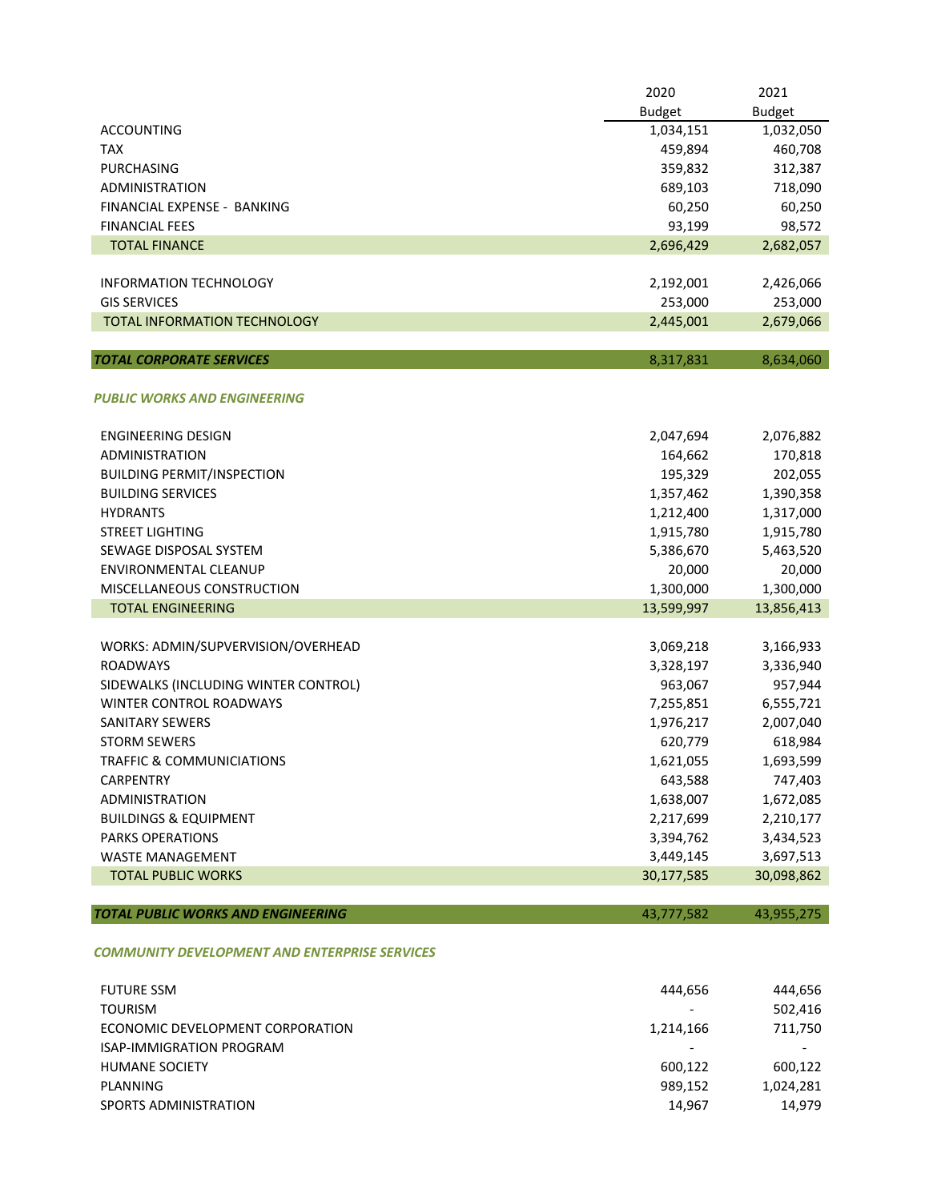| | 2020 Budget | 2021 Budget |
|---|---|---|
| ACCOUNTING | 1,034,151 | 1,032,050 |
| TAX | 459,894 | 460,708 |
| PURCHASING | 359,832 | 312,387 |
| ADMINISTRATION | 689,103 | 718,090 |
| FINANCIAL EXPENSE - BANKING | 60,250 | 60,250 |
| FINANCIAL FEES | 93,199 | 98,572 |
| TOTAL FINANCE | 2,696,429 | 2,682,057 |
| | | |
| INFORMATION TECHNOLOGY | 2,192,001 | 2,426,066 |
| GIS SERVICES | 253,000 | 253,000 |
| TOTAL INFORMATION TECHNOLOGY | 2,445,001 | 2,679,066 |
| | | |
| ***TOTAL CORPORATE SERVICES*** | 8,317,831 | 8,634,060 |
| | | |
| ***PUBLIC WORKS AND ENGINEERING*** | | |
| | | |
| ENGINEERING DESIGN | 2,047,694 | 2,076,882 |
| ADMINISTRATION | 164,662 | 170,818 |
| BUILDING PERMIT/INSPECTION | 195,329 | 202,055 |
| BUILDING SERVICES | 1,357,462 | 1,390,358 |
| HYDRANTS | 1,212,400 | 1,317,000 |
| STREET LIGHTING | 1,915,780 | 1,915,780 |
| SEWAGE DISPOSAL SYSTEM | 5,386,670 | 5,463,520 |
| ENVIRONMENTAL CLEANUP | 20,000 | 20,000 |
| MISCELLANEOUS CONSTRUCTION | 1,300,000 | 1,300,000 |
| TOTAL ENGINEERING | 13,599,997 | 13,856,413 |
| | | |
| WORKS: ADMIN/SUPVERVISION/OVERHEAD | 3,069,218 | 3,166,933 |
| ROADWAYS | 3,328,197 | 3,336,940 |
| SIDEWALKS (INCLUDING WINTER CONTROL) | 963,067 | 957,944 |
| WINTER CONTROL ROADWAYS | 7,255,851 | 6,555,721 |
| SANITARY SEWERS | 1,976,217 | 2,007,040 |
| STORM SEWERS | 620,779 | 618,984 |
| TRAFFIC & COMMUNICIATIONS | 1,621,055 | 1,693,599 |
| CARPENTRY | 643,588 | 747,403 |
| ADMINISTRATION | 1,638,007 | 1,672,085 |
| BUILDINGS & EQUIPMENT | 2,217,699 | 2,210,177 |
| PARKS OPERATIONS | 3,394,762 | 3,434,523 |
| WASTE MANAGEMENT | 3,449,145 | 3,697,513 |
| TOTAL PUBLIC WORKS | 30,177,585 | 30,098,862 |
| | | |
| ***TOTAL PUBLIC WORKS AND ENGINEERING*** | 43,777,582 | 43,955,275 |
| | | |
| ***COMMUNITY DEVELOPMENT AND ENTERPRISE SERVICES*** | | |
| | | |
| FUTURE SSM | 444,656 | 444,656 |
| TOURISM | - | 502,416 |
| ECONOMIC DEVELOPMENT CORPORATION | 1,214,166 | 711,750 |
| ISAP-IMMIGRATION PROGRAM | - | - |
| HUMANE SOCIETY | 600,122 | 600,122 |
| PLANNING | 989,152 | 1,024,281 |
| SPORTS ADMINISTRATION | 14,967 | 14,979 |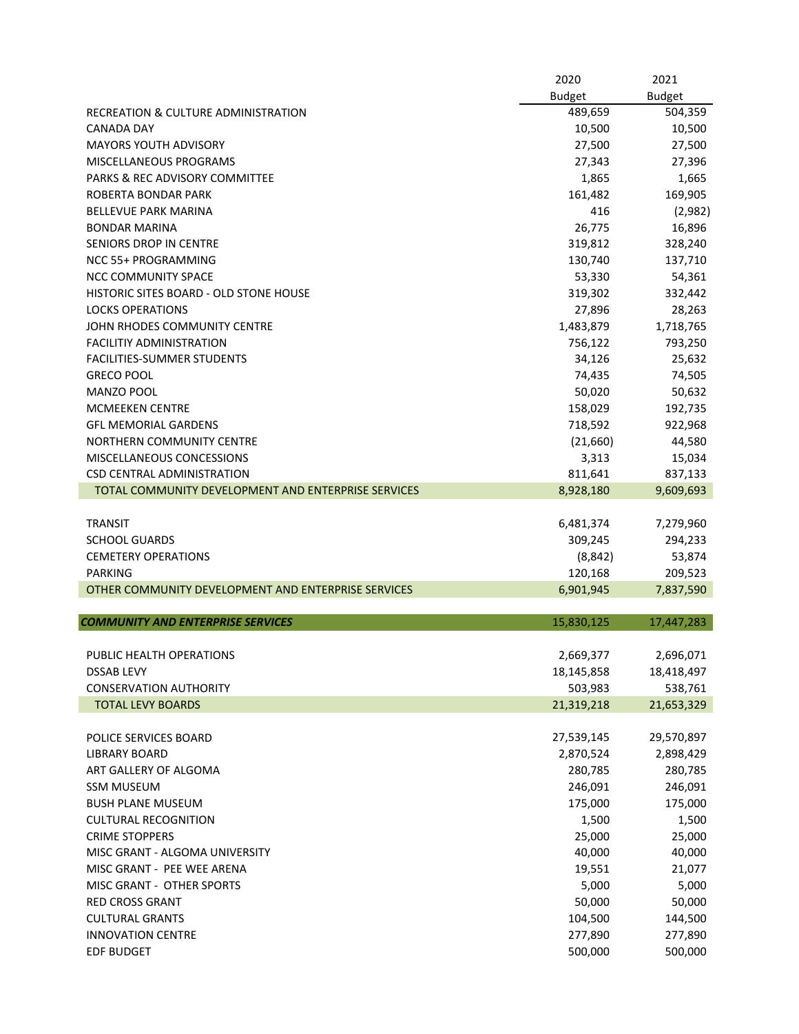| | 2020 Budget | 2021 Budget |
|---|---|---|
| RECREATION & CULTURE ADMINISTRATION | 489,659 | 504,359 |
| CANADA DAY | 10,500 | 10,500 |
| MAYORS YOUTH ADVISORY | 27,500 | 27,500 |
| MISCELLANEOUS PROGRAMS | 27,343 | 27,396 |
| PARKS & REC ADVISORY COMMITTEE | 1,865 | 1,665 |
| ROBERTA BONDAR PARK | 161,482 | 169,905 |
| BELLEVUE PARK MARINA | 416 | (2,982) |
| BONDAR MARINA | 26,775 | 16,896 |
| SENIORS DROP IN CENTRE | 319,812 | 328,240 |
| NCC 55+ PROGRAMMING | 130,740 | 137,710 |
| NCC COMMUNITY SPACE | 53,330 | 54,361 |
| HISTORIC SITES BOARD - OLD STONE HOUSE | 319,302 | 332,442 |
| LOCKS OPERATIONS | 27,896 | 28,263 |
| JOHN RHODES COMMUNITY CENTRE | 1,483,879 | 1,718,765 |
| FACILITIY ADMINISTRATION | 756,122 | 793,250 |
| FACILITIES-SUMMER STUDENTS | 34,126 | 25,632 |
| GRECO POOL | 74,435 | 74,505 |
| MANZO POOL | 50,020 | 50,632 |
| MCMEEKEN CENTRE | 158,029 | 192,735 |
| GFL MEMORIAL GARDENS | 718,592 | 922,968 |
| NORTHERN COMMUNITY CENTRE | (21,660) | 44,580 |
| MISCELLANEOUS CONCESSIONS | 3,313 | 15,034 |
| CSD CENTRAL ADMINISTRATION | 811,641 | 837,133 |
| TOTAL COMMUNITY DEVELOPMENT AND ENTERPRISE SERVICES | 8,928,180 | 9,609,693 |
| | | |
| TRANSIT | 6,481,374 | 7,279,960 |
| SCHOOL GUARDS | 309,245 | 294,233 |
| CEMETERY OPERATIONS | (8,842) | 53,874 |
| PARKING | 120,168 | 209,523 |
| OTHER COMMUNITY DEVELOPMENT AND ENTERPRISE SERVICES | 6,901,945 | 7,837,590 |
| | | |
| ***COMMUNITY AND ENTERPRISE SERVICES*** | 15,830,125 | 17,447,283 |
| | | |
| PUBLIC HEALTH OPERATIONS | 2,669,377 | 2,696,071 |
| DSSAB LEVY | 18,145,858 | 18,418,497 |
| CONSERVATION AUTHORITY | 503,983 | 538,761 |
| TOTAL LEVY BOARDS | 21,319,218 | 21,653,329 |
| | | |
| POLICE SERVICES BOARD | 27,539,145 | 29,570,897 |
| LIBRARY BOARD | 2,870,524 | 2,898,429 |
| ART GALLERY OF ALGOMA | 280,785 | 280,785 |
| SSM MUSEUM | 246,091 | 246,091 |
| BUSH PLANE MUSEUM | 175,000 | 175,000 |
| CULTURAL RECOGNITION | 1,500 | 1,500 |
| CRIME STOPPERS | 25,000 | 25,000 |
| MISC GRANT - ALGOMA UNIVERSITY | 40,000 | 40,000 |
| MISC GRANT - PEE WEE ARENA | 19,551 | 21,077 |
| MISC GRANT - OTHER SPORTS | 5,000 | 5,000 |
| RED CROSS GRANT | 50,000 | 50,000 |
| CULTURAL GRANTS | 104,500 | 144,500 |
| INNOVATION CENTRE | 277,890 | 277,890 |
| EDF BUDGET | 500,000 | 500,000 |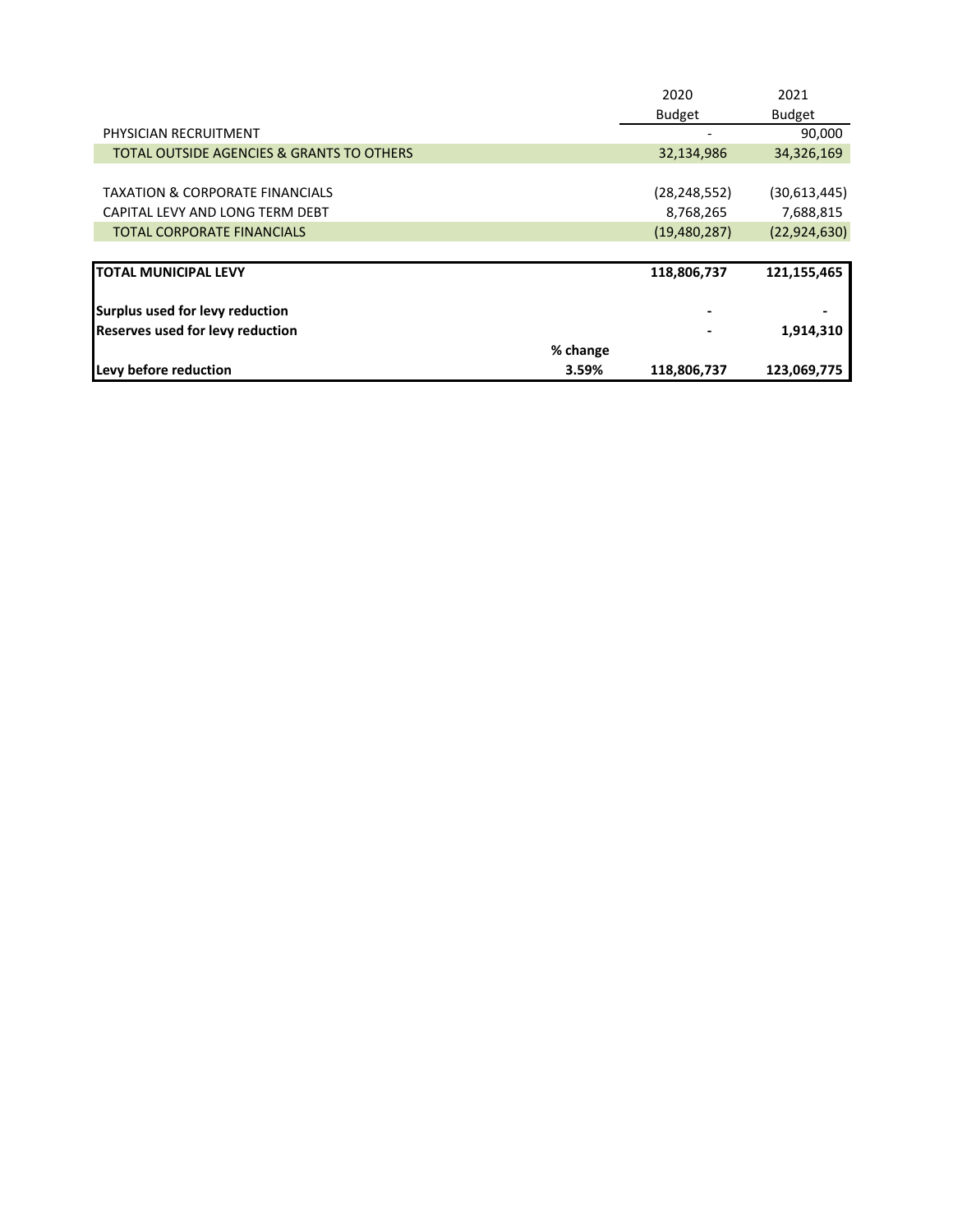| | % change | 2020 Budget | 2021 Budget |
|---|---|---|---|
| PHYSICIAN RECRUITMENT | | - | 90,000 |
| TOTAL OUTSIDE AGENCIES & GRANTS TO OTHERS | | 32,134,986 | 34,326,169 |
| | | | |
| TAXATION & CORPORATE FINANCIALS | | (28,248,552) | (30,613,445) |
| CAPITAL LEVY AND LONG TERM DEBT | | 8,768,265 | 7,688,815 |
| TOTAL CORPORATE FINANCIALS | | (19,480,287) | (22,924,630) |
| | | | |
| **TOTAL MUNICIPAL LEVY** | | **118,806,737** | **121,155,465** |
| | | | |
| **Surplus used for levy reduction** | | **-** | **-** |
| **Reserves used for levy reduction** | | **-** | **1,914,310** |
| **Levy before reduction** | **3.59%** | **118,806,737** | **123,069,775** |